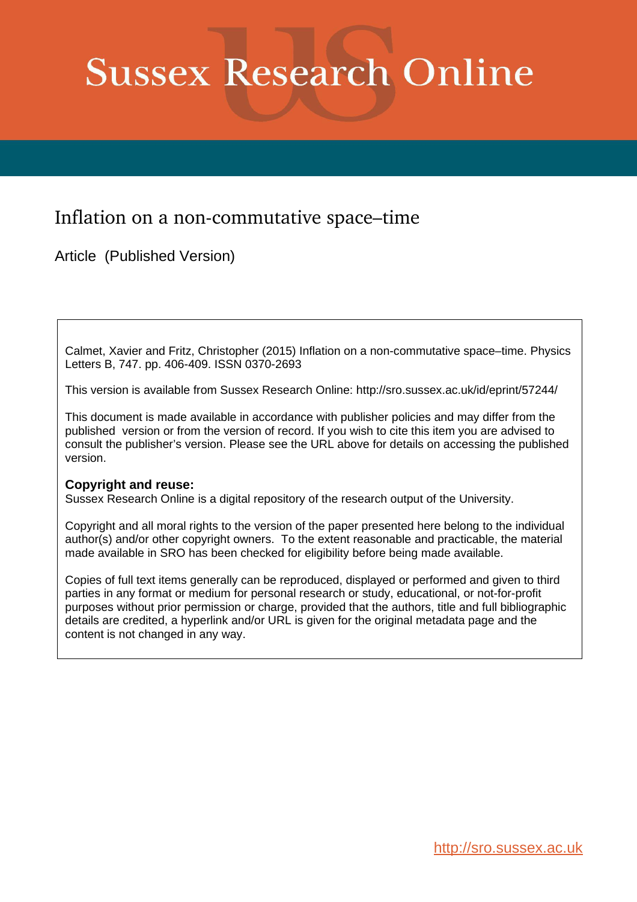# Sussex Research Online

## Inflation on a non-commutative space–time

Article (Published Version)

Calmet, Xavier and Fritz, Christopher (2015) Inflation on a non-commutative space–time. Physics Letters B, 747. pp. 406-409. ISSN 0370-2693

This version is available from Sussex Research Online: http://sro.sussex.ac.uk/id/eprint/57244/

This document is made available in accordance with publisher policies and may differ from the published version or from the version of record. If you wish to cite this item you are advised to consult the publisher's version. Please see the URL above for details on accessing the published version.

**Copyright and reuse:**
Sussex Research Online is a digital repository of the research output of the University.

Copyright and all moral rights to the version of the paper presented here belong to the individual author(s) and/or other copyright owners. To the extent reasonable and practicable, the material made available in SRO has been checked for eligibility before being made available.

Copies of full text items generally can be reproduced, displayed or performed and given to third parties in any format or medium for personal research or study, educational, or not-for-profit purposes without prior permission or charge, provided that the authors, title and full bibliographic details are credited, a hyperlink and/or URL is given for the original metadata page and the content is not changed in any way.

http://sro.sussex.ac.uk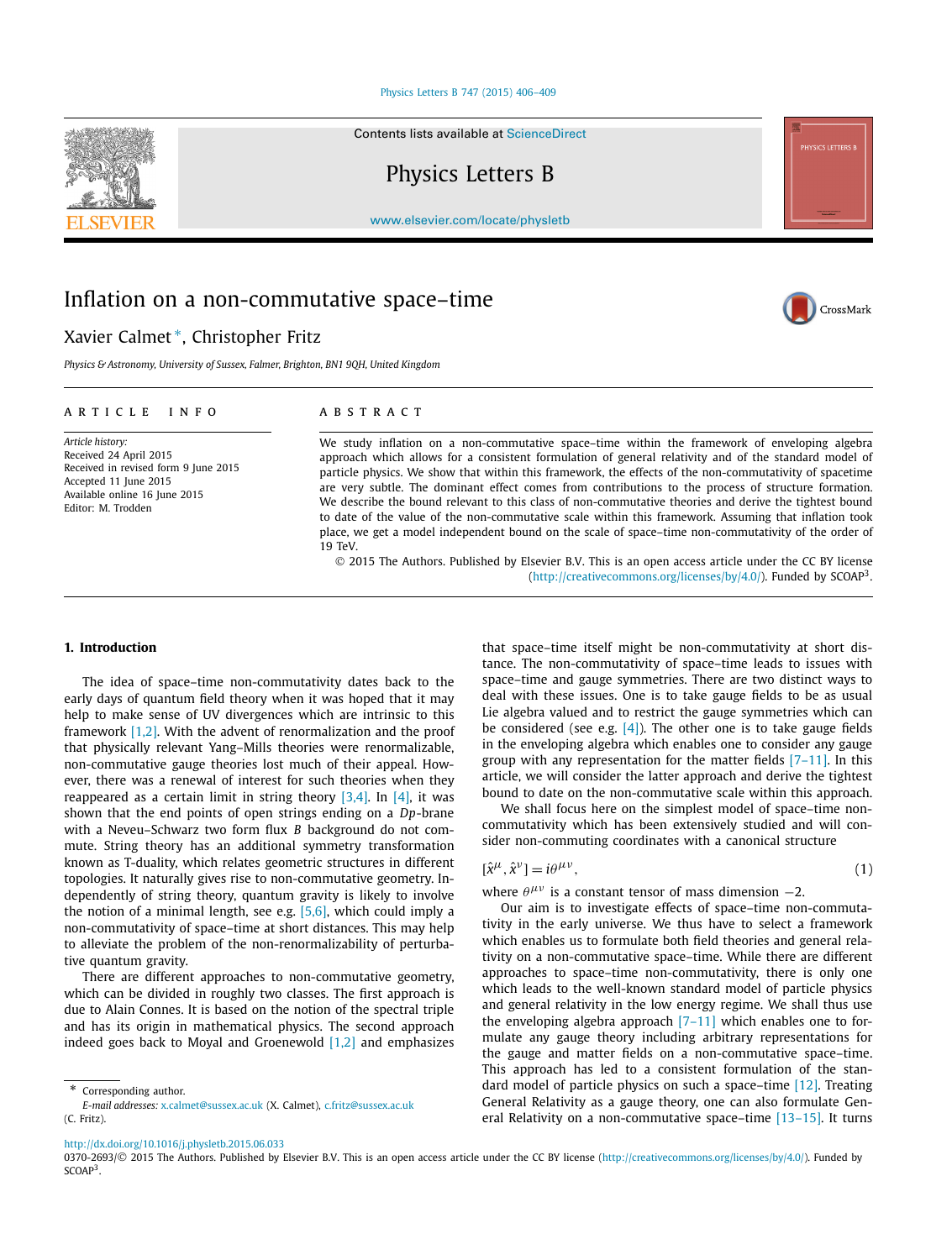# Inflation on a non-commutative space–time

Xavier Calmet *, Christopher Fritz

*Physics & Astronomy, University of Sussex, Falmer, Brighton, BN1 9QH, United Kingdom*

## ARTICLE INFO

*Article history:*
Received 24 April 2015
Received in revised form 9 June 2015
Accepted 11 June 2015
Available online 16 June 2015
Editor: M. Trodden

## ABSTRACT

We study inflation on a non-commutative space–time within the framework of enveloping algebra approach which allows for a consistent formulation of general relativity and of the standard model of particle physics. We show that within this framework, the effects of the non-commutativity of spacetime are very subtle. The dominant effect comes from contributions to the process of structure formation. We describe the bound relevant to this class of non-commutative theories and derive the tightest bound to date of the value of the non-commutative scale within this framework. Assuming that inflation took place, we get a model independent bound on the scale of space–time non-commutativity of the order of 19 TeV.

© 2015 The Authors. Published by Elsevier B.V. This is an open access article under the CC BY license (http://creativecommons.org/licenses/by/4.0/). Funded by SCOAP[3].

## 1. Introduction

The idea of space–time non-commutativity dates back to the early days of quantum field theory when it was hoped that it may help to make sense of UV divergences which are intrinsic to this framework [1,2]. With the advent of renormalization and the proof that physically relevant Yang–Mills theories were renormalizable, non-commutative gauge theories lost much of their appeal. However, there was a renewal of interest for such theories when they reappeared as a certain limit in string theory [3,4]. In [4], it was shown that the end points of open strings ending on a *Dp*-brane with a Neveu–Schwarz two form flux *B* background do not commute. String theory has an additional symmetry transformation known as T-duality, which relates geometric structures in different topologies. It naturally gives rise to non-commutative geometry. Independently of string theory, quantum gravity is likely to involve the notion of a minimal length, see e.g. [5,6], which could imply a non-commutativity of space–time at short distances. This may help to alleviate the problem of the non-renormalizability of perturbative quantum gravity.

There are different approaches to non-commutative geometry, which can be divided in roughly two classes. The first approach is due to Alain Connes. It is based on the notion of the spectral triple and has its origin in mathematical physics. The second approach indeed goes back to Moyal and Groenewold [1,2] and emphasizes that space–time itself might be non-commutativity at short distance. The non-commutativity of space–time leads to issues with space–time and gauge symmetries. There are two distinct ways to deal with these issues. One is to take gauge fields to be as usual Lie algebra valued and to restrict the gauge symmetries which can be considered (see e.g. [4]). The other one is to take gauge fields in the enveloping algebra which enables one to consider any gauge group with any representation for the matter fields [7–11]. In this article, we will consider the latter approach and derive the tightest bound to date on the non-commutative scale within this approach.

We shall focus here on the simplest model of space–time non-commutativity which has been extensively studied and will consider non-commuting coordinates with a canonical structure

$$[\hat{x}^\mu, \hat{x}^\nu] = i\theta^{\mu\nu}, \tag{1}$$

where $\theta^{\mu\nu}$ is a constant tensor of mass dimension $-2$.

Our aim is to investigate effects of space–time non-commutativity in the early universe. We thus have to select a framework which enables us to formulate both field theories and general relativity on a non-commutative space–time. While there are different approaches to space–time non-commutativity, there is only one which leads to the well-known standard model of particle physics and general relativity in the low energy regime. We shall thus use the enveloping algebra approach [7–11] which enables one to formulate any gauge theory including arbitrary representations for the gauge and matter fields on a non-commutative space–time. This approach has led to a consistent formulation of the standard model of particle physics on such a space–time [12]. Treating General Relativity as a gauge theory, one can also formulate General Relativity on a non-commutative space–time [13–15]. It turns

---

* Corresponding author.
*E-mail addresses:* x.calmet@sussex.ac.uk (X. Calmet), c.fritz@sussex.ac.uk (C. Fritz).

http://dx.doi.org/10.1016/j.physletb.2015.06.033
0370-2693/© 2015 The Authors. Published by Elsevier B.V. This is an open access article under the CC BY license (http://creativecommons.org/licenses/by/4.0/). Funded by SCOAP[3].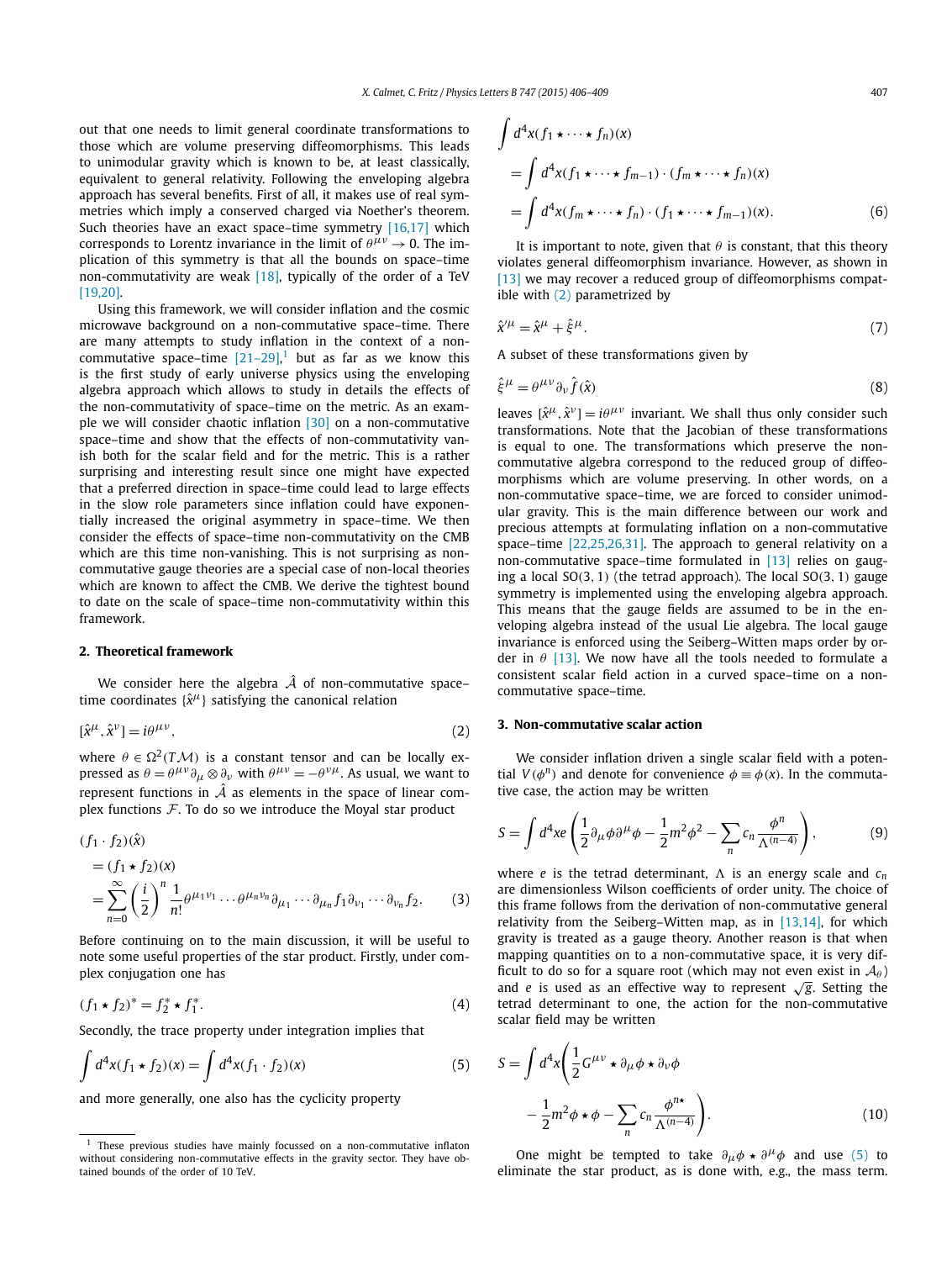out that one needs to limit general coordinate transformations to those which are volume preserving diffeomorphisms. This leads to unimodular gravity which is known to be, at least classically, equivalent to general relativity. Following the enveloping algebra approach has several benefits. First of all, it makes use of real symmetries which imply a conserved charged via Noether's theorem. Such theories have an exact space–time symmetry [16,17] which corresponds to Lorentz invariance in the limit of $\theta^{\mu\nu} \to 0$. The implication of this symmetry is that all the bounds on space–time non-commutativity are weak [18], typically of the order of a TeV [19,20].

Using this framework, we will consider inflation and the cosmic microwave background on a non-commutative space–time. There are many attempts to study inflation in the context of a non-commutative space–time [21–29],[1] but as far as we know this is the first study of early universe physics using the enveloping algebra approach which allows to study in details the effects of the non-commutativity of space–time on the metric. As an example we will consider chaotic inflation [30] on a non-commutative space–time and show that the effects of non-commutativity vanish both for the scalar field and for the metric. This is a rather surprising and interesting result since one might have expected that a preferred direction in space–time could lead to large effects in the slow role parameters since inflation could have exponentially increased the original asymmetry in space–time. We then consider the effects of space–time non-commutativity on the CMB which are this time non-vanishing. This is not surprising as non-commutative gauge theories are a special case of non-local theories which are known to affect the CMB. We derive the tightest bound to date on the scale of space–time non-commutativity within this framework.

## 2. Theoretical framework

We consider here the algebra $\hat{\mathcal{A}}$ of non-commutative space–time coordinates $\{\hat{x}^\mu\}$ satisfying the canonical relation

$$[\hat{x}^\mu, \hat{x}^\nu] = i\theta^{\mu\nu}, \tag{2}$$

where $\theta \in \Omega^2(T\mathcal{M})$ is a constant tensor and can be locally expressed as $\theta = \theta^{\mu\nu}\partial_\mu \otimes \partial_\nu$ with $\theta^{\mu\nu} = -\theta^{\nu\mu}$. As usual, we want to represent functions in $\hat{\mathcal{A}}$ as elements in the space of linear complex functions $\mathcal{F}$. To do so we introduce the Moyal star product

$$\begin{aligned}
&(f_1 \cdot f_2)(\hat{x}) \\
&= (f_1 \star f_2)(x) \\
&= \sum_{n=0}^{\infty} \left(\frac{i}{2}\right)^n \frac{1}{n!} \theta^{\mu_1\nu_1} \cdots \theta^{\mu_n\nu_n} \partial_{\mu_1} \cdots \partial_{\mu_n} f_1 \partial_{\nu_1} \cdots \partial_{\nu_n} f_2.
\end{aligned} \tag{3}$$

Before continuing on to the main discussion, it will be useful to note some useful properties of the star product. Firstly, under complex conjugation one has

$$(f_1 \star f_2)^* = f_2^* \star f_1^*. \tag{4}$$

Secondly, the trace property under integration implies that

$$\int d^4x (f_1 \star f_2)(x) = \int d^4x (f_1 \cdot f_2)(x) \tag{5}$$

and more generally, one also has the cyclicity property

$$\begin{aligned}
&\int d^4x (f_1 \star \cdots \star f_n)(x) \\
&= \int d^4x (f_1 \star \cdots \star f_{m-1}) \cdot (f_m \star \cdots \star f_n)(x) \\
&= \int d^4x (f_m \star \cdots \star f_n) \cdot (f_1 \star \cdots \star f_{m-1})(x).
\end{aligned} \tag{6}$$

It is important to note, given that $\theta$ is constant, that this theory violates general diffeomorphism invariance. However, as shown in [13] we may recover a reduced group of diffeomorphisms compatible with (2) parametrized by

$$\hat{x}'^\mu = \hat{x}^\mu + \hat{\xi}^\mu. \tag{7}$$

A subset of these transformations given by

$$\hat{\xi}^\mu = \theta^{\mu\nu}\partial_\nu \hat{f}(\hat{x}) \tag{8}$$

leaves $[\hat{x}^\mu, \hat{x}^\nu] = i\theta^{\mu\nu}$ invariant. We shall thus only consider such transformations. Note that the Jacobian of these transformations is equal to one. The transformations which preserve the non-commutative algebra correspond to the reduced group of diffeomorphisms which are volume preserving. In other words, on a non-commutative space–time, we are forced to consider unimodular gravity. This is the main difference between our work and precious attempts at formulating inflation on a non-commutative space–time [22,25,26,31]. The approach to general relativity on a non-commutative space–time formulated in [13] relies on gauging a local $SO(3, 1)$ (the tetrad approach). The local $SO(3, 1)$ gauge symmetry is implemented using the enveloping algebra approach. This means that the gauge fields are assumed to be in the enveloping algebra instead of the usual Lie algebra. The local gauge invariance is enforced using the Seiberg–Witten maps order by order in $\theta$ [13]. We now have all the tools needed to formulate a consistent scalar field action in a curved space–time on a non-commutative space–time.

## 3. Non-commutative scalar action

We consider inflation driven a single scalar field with a potential $V(\phi^n)$ and denote for convenience $\phi \equiv \phi(x)$. In the commutative case, the action may be written

$$S = \int d^4x e \left( \frac{1}{2}\partial_\mu\phi\partial^\mu\phi - \frac{1}{2}m^2\phi^2 - \sum_n c_n \frac{\phi^n}{\Lambda^{(n-4)}} \right), \tag{9}$$

where $e$ is the tetrad determinant, $\Lambda$ is an energy scale and $c_n$ are dimensionless Wilson coefficients of order unity. The choice of this frame follows from the derivation of non-commutative general relativity from the Seiberg–Witten map, as in [13,14], for which gravity is treated as a gauge theory. Another reason is that when mapping quantities on to a non-commutative space, it is very difficult to do so for a square root (which may not even exist in $\mathcal{A}_\theta$) and $e$ is used as an effective way to represent $\sqrt{g}$. Setting the tetrad determinant to one, the action for the non-commutative scalar field may be written

$$\begin{aligned}
S = \int d^4x \bigg( &\frac{1}{2} G^{\mu\nu} \star \partial_\mu\phi \star \partial_\nu\phi \\
&- \frac{1}{2}m^2\phi \star \phi - \sum_n c_n \frac{\phi^{n\star}}{\Lambda^{(n-4)}} \bigg).
\end{aligned} \tag{10}$$

One might be tempted to take $\partial_\mu\phi \star \partial^\mu\phi$ and use (5) to eliminate the star product, as is done with, e.g., the mass term.

[1] These previous studies have mainly focussed on a non-commutative inflaton without considering non-commutative effects in the gravity sector. They have obtained bounds of the order of 10 TeV.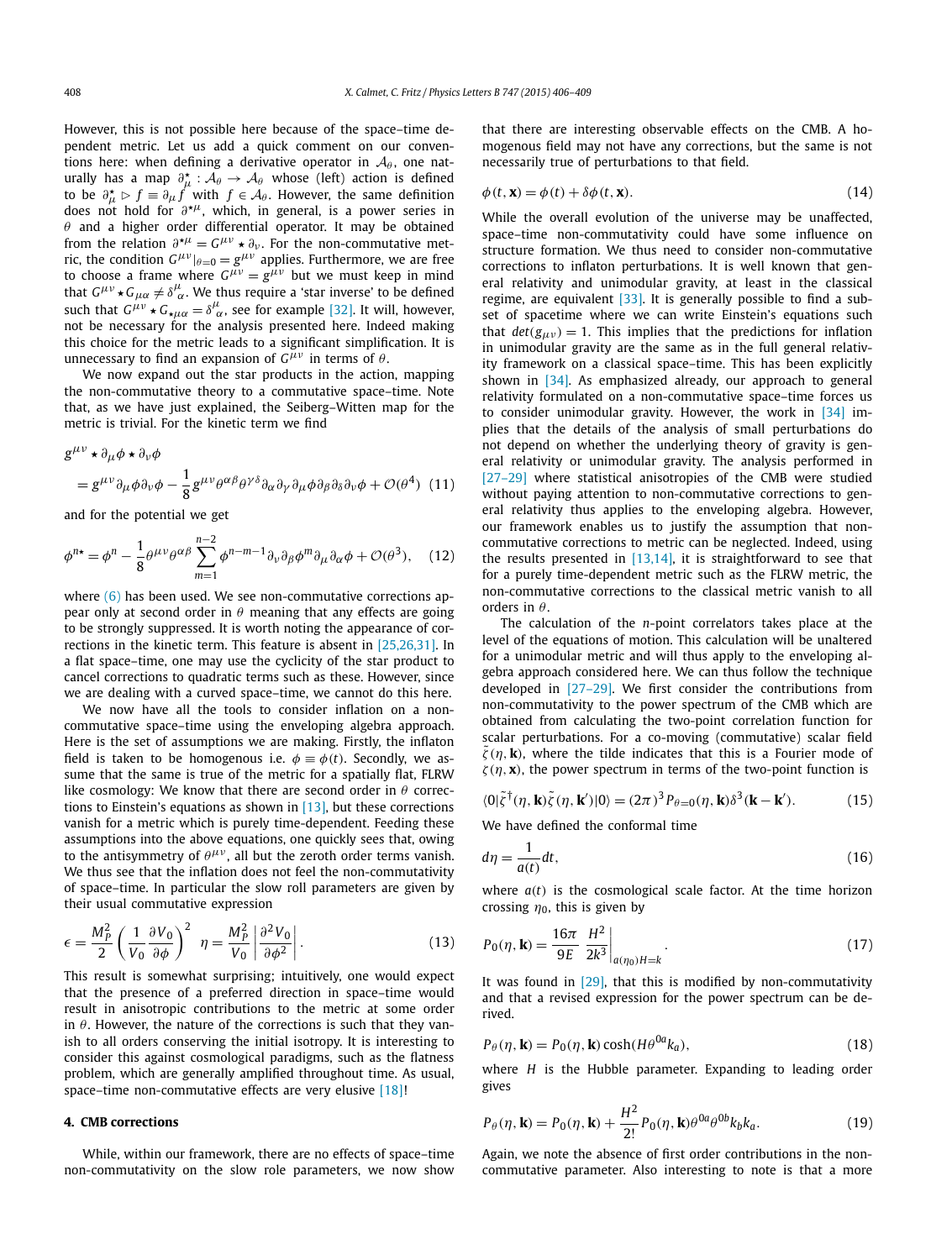However, this is not possible here because of the space–time dependent metric. Let us add a quick comment on our conventions here: when defining a derivative operator in $\mathcal{A}_\theta$, one naturally has a map $\partial^\star_\mu : \mathcal{A}_\theta \to \mathcal{A}_\theta$ whose (left) action is defined to be $\partial^\star_\mu \triangleright f \equiv \partial_\mu f$ with $f \in \mathcal{A}_\theta$. However, the same definition does not hold for $\partial^{\star\mu}$, which, in general, is a power series in $\theta$ and a higher order differential operator. It may be obtained from the relation $\partial^{\star\mu} = G^{\mu\nu} \star \partial_\nu$. For the non-commutative metric, the condition $G^{\mu\nu}|_{\theta=0} = g^{\mu\nu}$ applies. Furthermore, we are free to choose a frame where $G^{\mu\nu} = g^{\mu\nu}$ but we must keep in mind that $G^{\mu\nu} \star G_{\mu\alpha} \neq \delta^\mu_{\ \alpha}$. We thus require a 'star inverse' to be defined such that $G^{\mu\nu} \star G_{\star\mu\alpha} = \delta^\mu_{\ \alpha}$, see for example [32]. It will, however, not be necessary for the analysis presented here. Indeed making this choice for the metric leads to a significant simplification. It is unnecessary to find an expansion of $G^{\mu\nu}$ in terms of $\theta$.

We now expand out the star products in the action, mapping the non-commutative theory to a commutative space–time. Note that, as we have just explained, the Seiberg–Witten map for the metric is trivial. For the kinetic term we find

$$
\begin{aligned}
&g^{\mu\nu} \star \partial_\mu \phi \star \partial_\nu \phi \\
&= g^{\mu\nu}\partial_\mu\phi\partial_\nu\phi - \frac{1}{8} g^{\mu\nu}\theta^{\alpha\beta}\theta^{\gamma\delta}\partial_\alpha\partial_\gamma\partial_\mu\phi\partial_\beta\partial_\delta\partial_\nu\phi + \mathcal{O}(\theta^4) \quad (11)
\end{aligned}
$$

and for the potential we get

$$
\phi^{n\star} = \phi^n - \frac{1}{8}\theta^{\mu\nu}\theta^{\alpha\beta}\sum_{m=1}^{n-2}\phi^{n-m-1}\partial_\nu\partial_\beta\phi^m\partial_\mu\partial_\alpha\phi + \mathcal{O}(\theta^3), \quad (12)
$$

where (6) has been used. We see non-commutative corrections appear only at second order in $\theta$ meaning that any effects are going to be strongly suppressed. It is worth noting the appearance of corrections in the kinetic term. This feature is absent in [25,26,31]. In a flat space–time, one may use the cyclicity of the star product to cancel corrections to quadratic terms such as these. However, since we are dealing with a curved space–time, we cannot do this here.

We now have all the tools to consider inflation on a non-commutative space–time using the enveloping algebra approach. Here is the set of assumptions we are making. Firstly, the inflaton field is taken to be homogenous i.e. $\phi \equiv \phi(t)$. Secondly, we assume that the same is true of the metric for a spatially flat, FLRW like cosmology: We know that there are second order in $\theta$ corrections to Einstein's equations as shown in [13], but these corrections vanish for a metric which is purely time-dependent. Feeding these assumptions into the above equations, one quickly sees that, owing to the antisymmetry of $\theta^{\mu\nu}$, all but the zeroth order terms vanish. We thus see that the inflation does not feel the non-commutativity of space–time. In particular the slow roll parameters are given by their usual commutative expression

$$
\epsilon = \frac{M_P^2}{2}\left(\frac{1}{V_0}\frac{\partial V_0}{\partial\phi}\right)^2 \quad \eta = \frac{M_P^2}{V_0}\left|\frac{\partial^2 V_0}{\partial\phi^2}\right|. \quad (13)
$$

This result is somewhat surprising; intuitively, one would expect that the presence of a preferred direction in space–time would result in anisotropic contributions to the metric at some order in $\theta$. However, the nature of the corrections is such that they vanish to all orders conserving the initial isotropy. It is interesting to consider this against cosmological paradigms, such as the flatness problem, which are generally amplified throughout time. As usual, space–time non-commutative effects are very elusive [18]!

## 4. CMB corrections

While, within our framework, there are no effects of space–time non-commutativity on the slow role parameters, we now show that there are interesting observable effects on the CMB. A homogenous field may not have any corrections, but the same is not necessarily true of perturbations to that field.

$$
\phi(t, \mathbf{x}) = \phi(t) + \delta\phi(t, \mathbf{x}). \quad (14)
$$

While the overall evolution of the universe may be unaffected, space–time non-commutativity could have some influence on structure formation. We thus need to consider non-commutative corrections to inflaton perturbations. It is well known that general relativity and unimodular gravity, at least in the classical regime, are equivalent [33]. It is generally possible to find a subset of spacetime where we can write Einstein's equations such that $det(g_{\mu\nu}) = 1$. This implies that the predictions for inflation in unimodular gravity are the same as in the full general relativity framework on a classical space–time. This has been explicitly shown in [34]. As emphasized already, our approach to general relativity formulated on a non-commutative space–time forces us to consider unimodular gravity. However, the work in [34] implies that the details of the analysis of small perturbations do not depend on whether the underlying theory of gravity is general relativity or unimodular gravity. The analysis performed in [27–29] where statistical anisotropies of the CMB were studied without paying attention to non-commutative corrections to general relativity thus applies to the enveloping algebra. However, our framework enables us to justify the assumption that non-commutative corrections to metric can be neglected. Indeed, using the results presented in [13,14], it is straightforward to see that for a purely time-dependent metric such as the FLRW metric, the non-commutative corrections to the classical metric vanish to all orders in $\theta$.

The calculation of the $n$-point correlators takes place at the level of the equations of motion. This calculation will be unaltered for a unimodular metric and will thus apply to the enveloping algebra approach considered here. We can thus follow the technique developed in [27–29]. We first consider the contributions from non-commutativity to the power spectrum of the CMB which are obtained from calculating the two-point correlation function for scalar perturbations. For a co-moving (commutative) scalar field $\tilde{\zeta}(\eta, \mathbf{k})$, where the tilde indicates that this is a Fourier mode of $\zeta(\eta, \mathbf{x})$, the power spectrum in terms of the two-point function is

$$
\langle 0|\tilde{\zeta}^\dagger(\eta, \mathbf{k})\tilde{\zeta}(\eta, \mathbf{k}')|0\rangle = (2\pi)^3 P_{\theta=0}(\eta, \mathbf{k})\delta^3(\mathbf{k} - \mathbf{k}'). \quad (15)
$$

We have defined the conformal time

$$
d\eta = \frac{1}{a(t)}dt, \quad (16)
$$

where $a(t)$ is the cosmological scale factor. At the time horizon crossing $\eta_0$, this is given by

$$
P_0(\eta, \mathbf{k}) = \frac{16\pi}{9E}\left.\frac{H^2}{2k^3}\right|_{a(\eta_0)H=k}. \quad (17)
$$

It was found in [29], that this is modified by non-commutativity and that a revised expression for the power spectrum can be derived.

$$
P_\theta(\eta, \mathbf{k}) = P_0(\eta, \mathbf{k})\cosh(H\theta^{0a}k_a), \quad (18)
$$

where $H$ is the Hubble parameter. Expanding to leading order gives

$$
P_\theta(\eta, \mathbf{k}) = P_0(\eta, \mathbf{k}) + \frac{H^2}{2!}P_0(\eta, \mathbf{k})\theta^{0a}\theta^{0b}k_b k_a. \quad (19)
$$

Again, we note the absence of first order contributions in the non-commutative parameter. Also interesting to note is that a more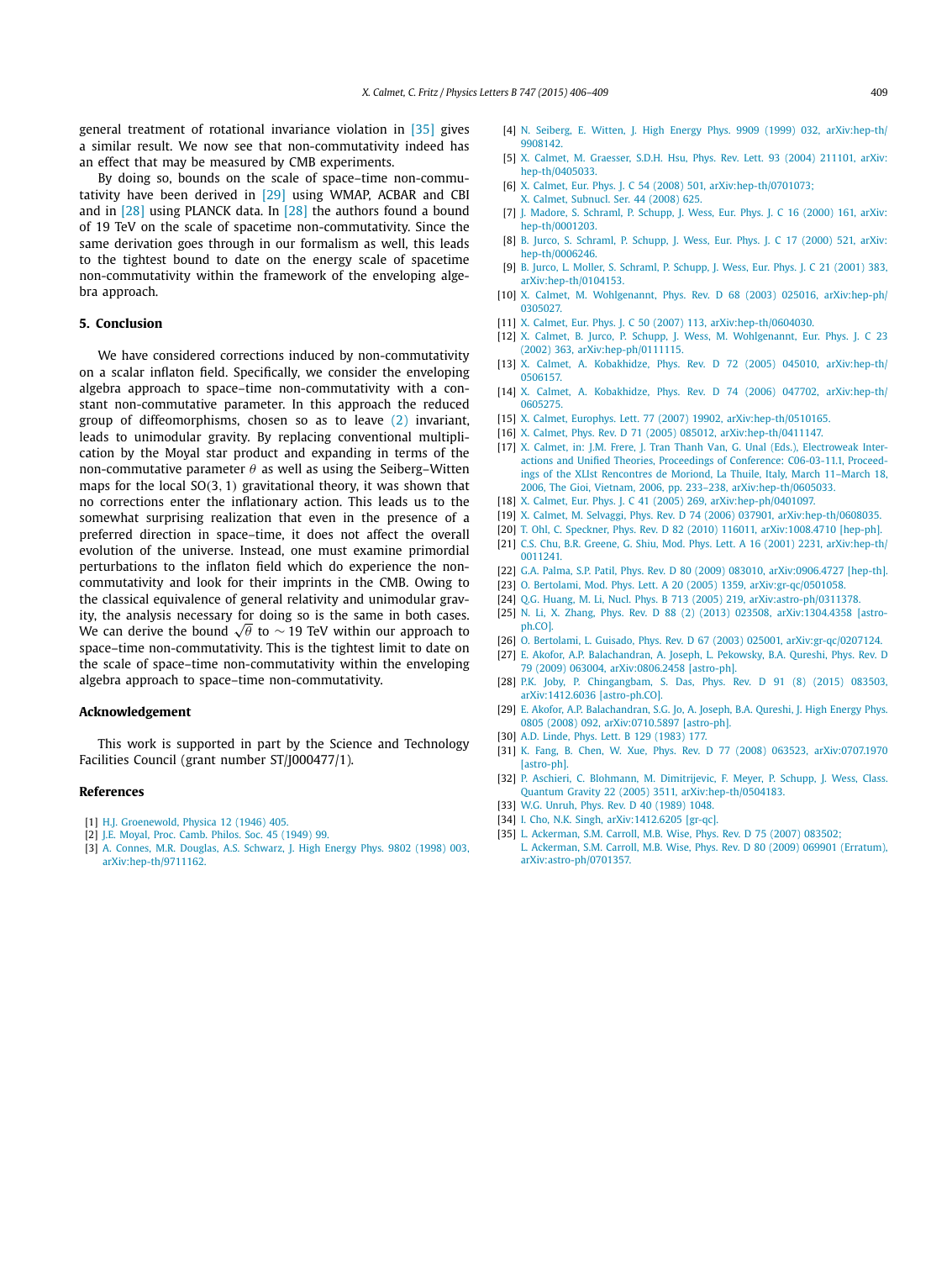general treatment of rotational invariance violation in [35] gives a similar result. We now see that non-commutativity indeed has an effect that may be measured by CMB experiments.

By doing so, bounds on the scale of space–time non-commutativity have been derived in [29] using WMAP, ACBAR and CBI and in [28] using PLANCK data. In [28] the authors found a bound of 19 TeV on the scale of spacetime non-commutativity. Since the same derivation goes through in our formalism as well, this leads to the tightest bound to date on the energy scale of spacetime non-commutativity within the framework of the enveloping algebra approach.

## 5. Conclusion

We have considered corrections induced by non-commutativity on a scalar inflaton field. Specifically, we consider the enveloping algebra approach to space–time non-commutativity with a constant non-commutative parameter. In this approach the reduced group of diffeomorphisms, chosen so as to leave (2) invariant, leads to unimodular gravity. By replacing conventional multiplication by the Moyal star product and expanding in terms of the non-commutative parameter $\theta$ as well as using the Seiberg–Witten maps for the local $SO(3,1)$ gravitational theory, it was shown that no corrections enter the inflationary action. This leads us to the somewhat surprising realization that even in the presence of a preferred direction in space–time, it does not affect the overall evolution of the universe. Instead, one must examine primordial perturbations to the inflaton field which do experience the non-commutativity and look for their imprints in the CMB. Owing to the classical equivalence of general relativity and unimodular gravity, the analysis necessary for doing so is the same in both cases. We can derive the bound $\sqrt{\theta}$ to $\sim 19$ TeV within our approach to space–time non-commutativity. This is the tightest limit to date on the scale of space–time non-commutativity within the enveloping algebra approach to space–time non-commutativity.

## Acknowledgement

This work is supported in part by the Science and Technology Facilities Council (grant number ST/J000477/1).

## References

[1] H.J. Groenewold, Physica 12 (1946) 405.
[2] J.E. Moyal, Proc. Camb. Philos. Soc. 45 (1949) 99.
[3] A. Connes, M.R. Douglas, A.S. Schwarz, J. High Energy Phys. 9802 (1998) 003, arXiv:hep-th/9711162.
[4] N. Seiberg, E. Witten, J. High Energy Phys. 9909 (1999) 032, arXiv:hep-th/9908142.
[5] X. Calmet, M. Graesser, S.D.H. Hsu, Phys. Rev. Lett. 93 (2004) 211101, arXiv:hep-th/0405033.
[6] X. Calmet, Eur. Phys. J. C 54 (2008) 501, arXiv:hep-th/0701073; X. Calmet, Subnucl. Ser. 44 (2008) 625.
[7] J. Madore, S. Schraml, P. Schupp, J. Wess, Eur. Phys. J. C 16 (2000) 161, arXiv:hep-th/0001203.
[8] B. Jurco, S. Schraml, P. Schupp, J. Wess, Eur. Phys. J. C 17 (2000) 521, arXiv:hep-th/0006246.
[9] B. Jurco, L. Moller, S. Schraml, P. Schupp, J. Wess, Eur. Phys. J. C 21 (2001) 383, arXiv:hep-th/0104153.
[10] X. Calmet, M. Wohlgenannt, Phys. Rev. D 68 (2003) 025016, arXiv:hep-ph/0305027.
[11] X. Calmet, Eur. Phys. J. C 50 (2007) 113, arXiv:hep-th/0604030.
[12] X. Calmet, B. Jurco, P. Schupp, J. Wess, M. Wohlgenannt, Eur. Phys. J. C 23 (2002) 363, arXiv:hep-ph/0111115.
[13] X. Calmet, A. Kobakhidze, Phys. Rev. D 72 (2005) 045010, arXiv:hep-th/0506157.
[14] X. Calmet, A. Kobakhidze, Phys. Rev. D 74 (2006) 047702, arXiv:hep-th/0605275.
[15] X. Calmet, Europhys. Lett. 77 (2007) 19902, arXiv:hep-th/0510165.
[16] X. Calmet, Phys. Rev. D 71 (2005) 085012, arXiv:hep-th/0411147.
[17] X. Calmet, in: J.M. Frere, J. Tran Thanh Van, G. Unal (Eds.), Electroweak Interactions and Unified Theories, Proceedings of Conference: C06-03-11.1, Proceedings of the XLIst Rencontres de Moriond, La Thuile, Italy, March 11–March 18, 2006, The Gioi, Vietnam, 2006, pp. 233–238, arXiv:hep-th/0605033.
[18] X. Calmet, Eur. Phys. J. C 41 (2005) 269, arXiv:hep-ph/0401097.
[19] X. Calmet, M. Selvaggi, Phys. Rev. D 74 (2006) 037901, arXiv:hep-th/0608035.
[20] T. Ohl, C. Speckner, Phys. Rev. D 82 (2010) 116011, arXiv:1008.4710 [hep-ph].
[21] C.S. Chu, B.R. Greene, G. Shiu, Mod. Phys. Lett. A 16 (2001) 2231, arXiv:hep-th/0011241.
[22] G.A. Palma, S.P. Patil, Phys. Rev. D 80 (2009) 083010, arXiv:0906.4727 [hep-th].
[23] O. Bertolami, Mod. Phys. Lett. A 20 (2005) 1359, arXiv:gr-qc/0501058.
[24] Q.G. Huang, M. Li, Nucl. Phys. B 713 (2005) 219, arXiv:astro-ph/0311378.
[25] N. Li, X. Zhang, Phys. Rev. D 88 (2) (2013) 023508, arXiv:1304.4358 [astro-ph.CO].
[26] O. Bertolami, L. Guisado, Phys. Rev. D 67 (2003) 025001, arXiv:gr-qc/0207124.
[27] E. Akofor, A.P. Balachandran, A. Joseph, L. Pekowsky, B.A. Qureshi, Phys. Rev. D 79 (2009) 063004, arXiv:0806.2458 [astro-ph].
[28] P.K. Joby, P. Chingangbam, S. Das, Phys. Rev. D 91 (8) (2015) 083503, arXiv:1412.6036 [astro-ph.CO].
[29] E. Akofor, A.P. Balachandran, S.G. Jo, A. Joseph, B.A. Qureshi, J. High Energy Phys. 0805 (2008) 092, arXiv:0710.5897 [astro-ph].
[30] A.D. Linde, Phys. Lett. B 129 (1983) 177.
[31] K. Fang, B. Chen, W. Xue, Phys. Rev. D 77 (2008) 063523, arXiv:0707.1970 [astro-ph].
[32] P. Aschieri, C. Blohmann, M. Dimitrijevic, F. Meyer, P. Schupp, J. Wess, Class. Quantum Gravity 22 (2005) 3511, arXiv:hep-th/0504183.
[33] W.G. Unruh, Phys. Rev. D 40 (1989) 1048.
[34] I. Cho, N.K. Singh, arXiv:1412.6205 [gr-qc].
[35] L. Ackerman, S.M. Carroll, M.B. Wise, Phys. Rev. D 75 (2007) 083502; L. Ackerman, S.M. Carroll, M.B. Wise, Phys. Rev. D 80 (2009) 069901 (Erratum), arXiv:astro-ph/0701357.